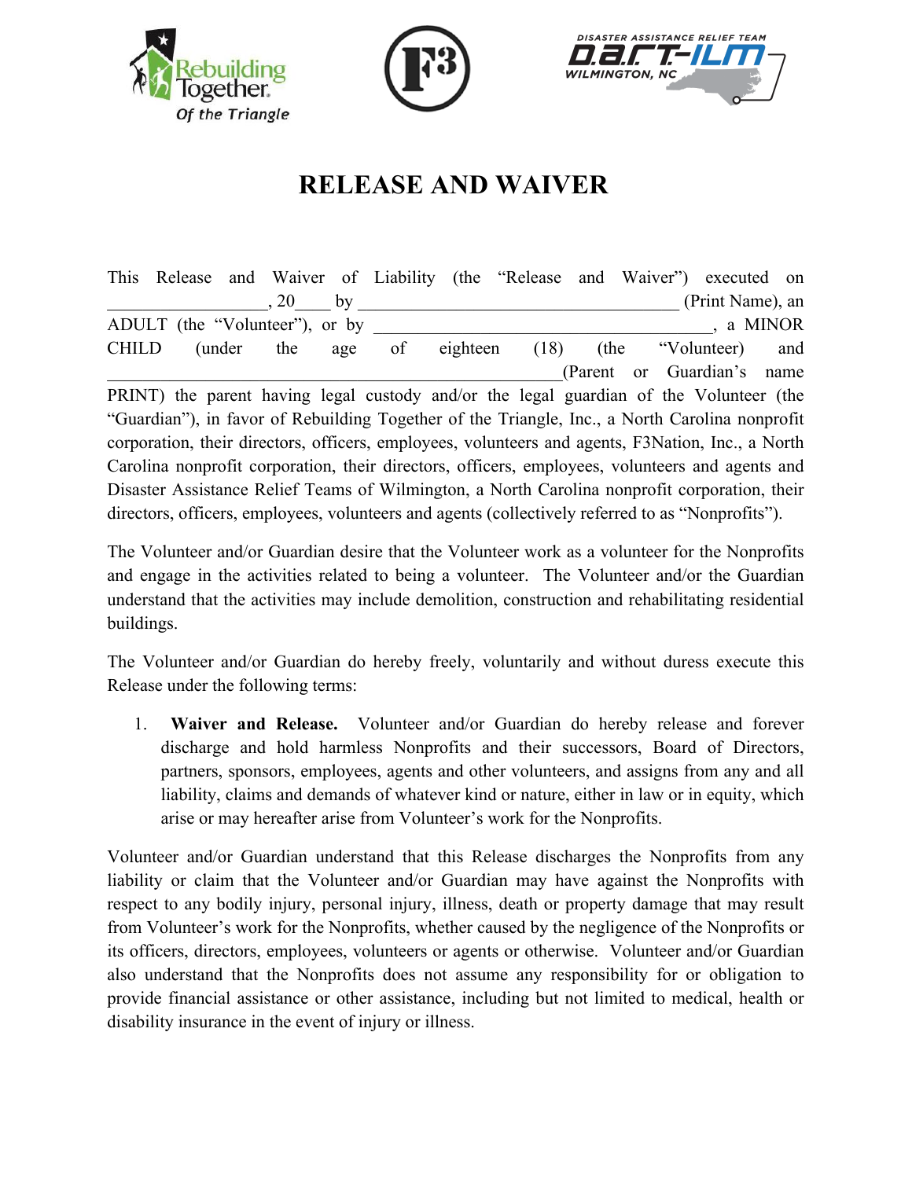# RELEASE AND WAIVER

This Release and Waiver of Liability (the "Release and Waiver") executed on __________________, 20____ by ____________________________________ (Print Name), an ADULT (the "Volunteer"), or by _______________________________________, a MINOR CHILD (under the age of eighteen (18) (the "Volunteer) and ___________________________________________________(Parent or Guardian's name PRINT) the parent having legal custody and/or the legal guardian of the Volunteer (the "Guardian"), in favor of Rebuilding Together of the Triangle, Inc., a North Carolina nonprofit corporation, their directors, officers, employees, volunteers and agents, F3Nation, Inc., a North Carolina nonprofit corporation, their directors, officers, employees, volunteers and agents and Disaster Assistance Relief Teams of Wilmington, a North Carolina nonprofit corporation, their directors, officers, employees, volunteers and agents (collectively referred to as "Nonprofits").

The Volunteer and/or Guardian desire that the Volunteer work as a volunteer for the Nonprofits and engage in the activities related to being a volunteer. The Volunteer and/or the Guardian understand that the activities may include demolition, construction and rehabilitating residential buildings.

The Volunteer and/or Guardian do hereby freely, voluntarily and without duress execute this Release under the following terms:

1. **Waiver and Release.** Volunteer and/or Guardian do hereby release and forever discharge and hold harmless Nonprofits and their successors, Board of Directors, partners, sponsors, employees, agents and other volunteers, and assigns from any and all liability, claims and demands of whatever kind or nature, either in law or in equity, which arise or may hereafter arise from Volunteer's work for the Nonprofits.

Volunteer and/or Guardian understand that this Release discharges the Nonprofits from any liability or claim that the Volunteer and/or Guardian may have against the Nonprofits with respect to any bodily injury, personal injury, illness, death or property damage that may result from Volunteer's work for the Nonprofits, whether caused by the negligence of the Nonprofits or its officers, directors, employees, volunteers or agents or otherwise. Volunteer and/or Guardian also understand that the Nonprofits does not assume any responsibility for or obligation to provide financial assistance or other assistance, including but not limited to medical, health or disability insurance in the event of injury or illness.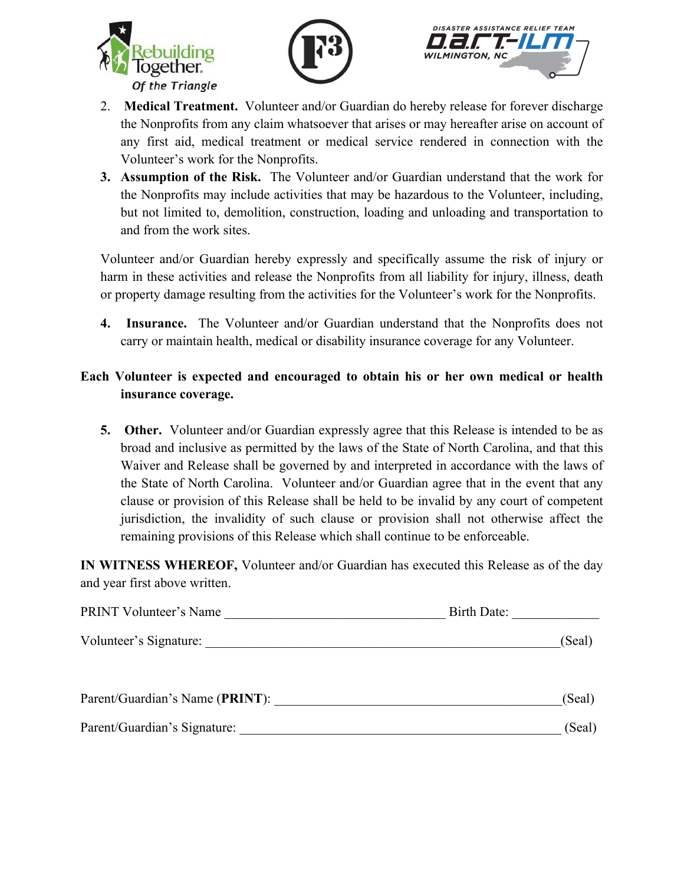2. **Medical Treatment.** Volunteer and/or Guardian do hereby release for forever discharge the Nonprofits from any claim whatsoever that arises or may hereafter arise on account of any first aid, medical treatment or medical service rendered in connection with the Volunteer's work for the Nonprofits.
3. **Assumption of the Risk.** The Volunteer and/or Guardian understand that the work for the Nonprofits may include activities that may be hazardous to the Volunteer, including, but not limited to, demolition, construction, loading and unloading and transportation to and from the work sites.

Volunteer and/or Guardian hereby expressly and specifically assume the risk of injury or harm in these activities and release the Nonprofits from all liability for injury, illness, death or property damage resulting from the activities for the Volunteer's work for the Nonprofits.

4. **Insurance.** The Volunteer and/or Guardian understand that the Nonprofits does not carry or maintain health, medical or disability insurance coverage for any Volunteer.

**Each Volunteer is expected and encouraged to obtain his or her own medical or health insurance coverage.**

5. **Other.** Volunteer and/or Guardian expressly agree that this Release is intended to be as broad and inclusive as permitted by the laws of the State of North Carolina, and that this Waiver and Release shall be governed by and interpreted in accordance with the laws of the State of North Carolina. Volunteer and/or Guardian agree that in the event that any clause or provision of this Release shall be held to be invalid by any court of competent jurisdiction, the invalidity of such clause or provision shall not otherwise affect the remaining provisions of this Release which shall continue to be enforceable.

**IN WITNESS WHEREOF,** Volunteer and/or Guardian has executed this Release as of the day and year first above written.

PRINT Volunteer's Name ________________________________ Birth Date: ____________

Volunteer's Signature: ____________________________________________________(Seal)

Parent/Guardian's Name (**PRINT**): ________________________________________(Seal)

Parent/Guardian's Signature: ______________________________________________ (Seal)